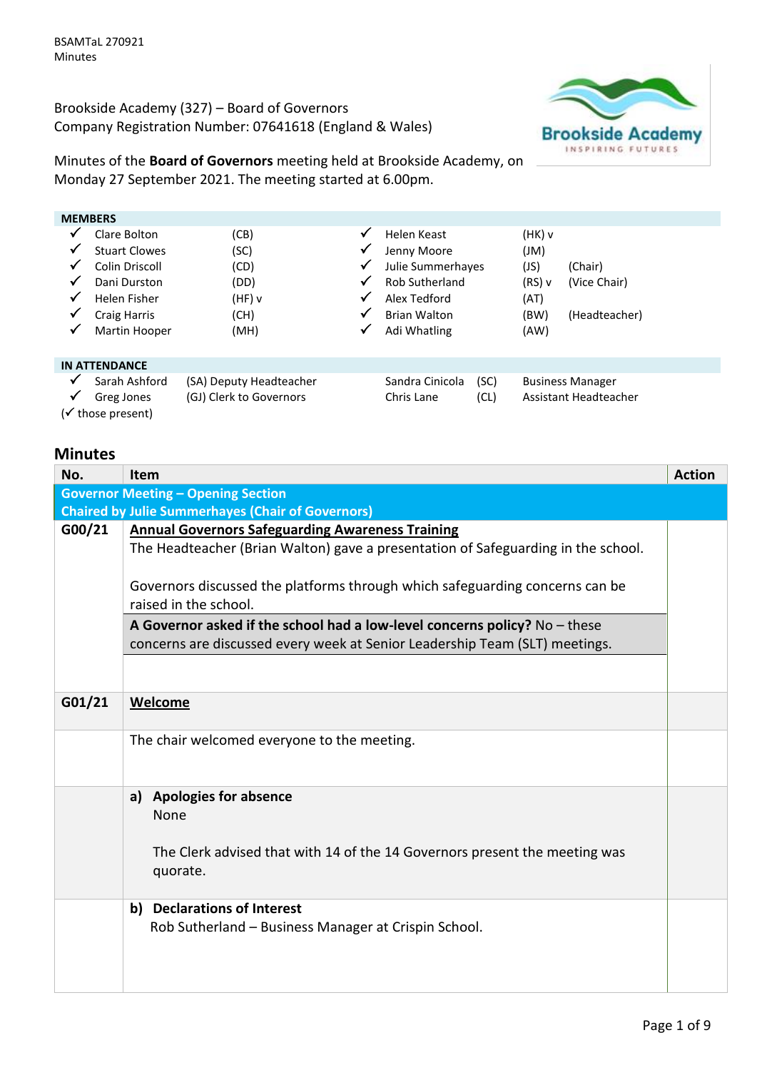BSAMTaL 270921
Minutes

Brookside Academy (327) – Board of Governors
Company Registration Number: 07641618 (England & Wales)

Minutes of the **Board of Governors** meeting held at Brookside Academy, on Monday 27 September 2021. The meeting started at 6.00pm.

| **MEMBERS** | | | | | | | |
|---|---|---|---|---|---|---|---|
| ✓ | Clare Bolton | (CB) | | ✓ | Helen Keast | (HK) v | |
| ✓ | Stuart Clowes | (SC) | | ✓ | Jenny Moore | (JM) | |
| ✓ | Colin Driscoll | (CD) | | ✓ | Julie Summerhayes | (JS) | (Chair) |
| ✓ | Dani Durston | (DD) | | ✓ | Rob Sutherland | (RS) v | (Vice Chair) |
| ✓ | Helen Fisher | (HF) v | | ✓ | Alex Tedford | (AT) | |
| ✓ | Craig Harris | (CH) | | ✓ | Brian Walton | (BW) | (Headteacher) |
| ✓ | Martin Hooper | (MH) | | ✓ | Adi Whatling | (AW) | |

| **IN ATTENDANCE** | | | | | |
|---|---|---|---|---|---|
| ✓ | Sarah Ashford | (SA) Deputy Headteacher | Sandra Cinicola | (SC) | Business Manager |
| ✓ | Greg Jones | (GJ) Clerk to Governors | Chris Lane | (CL) | Assistant Headteacher |

(✓ those present)

## Minutes

| No. | Item | Action |
|---|---|---|
| **Governor Meeting – Opening Section** | **Chaired by Julie Summerhayes (Chair of Governors)** | |
| **G00/21** | **Annual Governors Safeguarding Awareness Training**<br>The Headteacher (Brian Walton) gave a presentation of Safeguarding in the school.<br><br>Governors discussed the platforms through which safeguarding concerns can be raised in the school.<br><br>**A Governor asked if the school had a low-level concerns policy?** No – these concerns are discussed every week at Senior Leadership Team (SLT) meetings. | |
| **G01/21** | **Welcome** | |
| | The chair welcomed everyone to the meeting. | |
| | **a) Apologies for absence**<br>None<br><br>The Clerk advised that with 14 of the 14 Governors present the meeting was quorate. | |
| | **b) Declarations of Interest**<br>Rob Sutherland – Business Manager at Crispin School. | |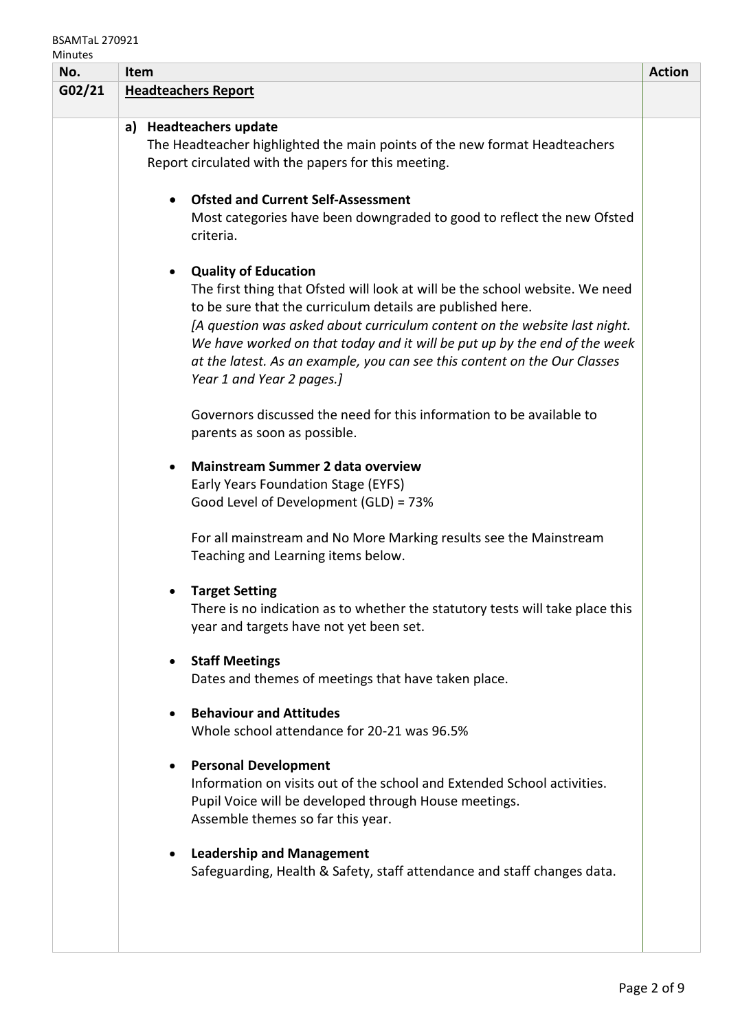| No. | Item | Action |
|---|---|---|
| G02/21 | **Headteachers Report** | |
| | **a) Headteachers update**<br>The Headteacher highlighted the main points of the new format Headteachers Report circulated with the papers for this meeting.<br><br>• **Ofsted and Current Self-Assessment**<br>Most categories have been downgraded to good to reflect the new Ofsted criteria.<br><br>• **Quality of Education**<br>The first thing that Ofsted will look at will be the school website. We need to be sure that the curriculum details are published here.<br>*[A question was asked about curriculum content on the website last night. We have worked on that today and it will be put up by the end of the week at the latest. As an example, you can see this content on the Our Classes Year 1 and Year 2 pages.]*<br><br>Governors discussed the need for this information to be available to parents as soon as possible.<br><br>• **Mainstream Summer 2 data overview**<br>Early Years Foundation Stage (EYFS)<br>Good Level of Development (GLD) = 73%<br><br>For all mainstream and No More Marking results see the Mainstream Teaching and Learning items below.<br><br>• **Target Setting**<br>There is no indication as to whether the statutory tests will take place this year and targets have not yet been set.<br><br>• **Staff Meetings**<br>Dates and themes of meetings that have taken place.<br><br>• **Behaviour and Attitudes**<br>Whole school attendance for 20-21 was 96.5%<br><br>• **Personal Development**<br>Information on visits out of the school and Extended School activities.<br>Pupil Voice will be developed through House meetings.<br>Assemble themes so far this year.<br><br>• **Leadership and Management**<br>Safeguarding, Health & Safety, staff attendance and staff changes data. | |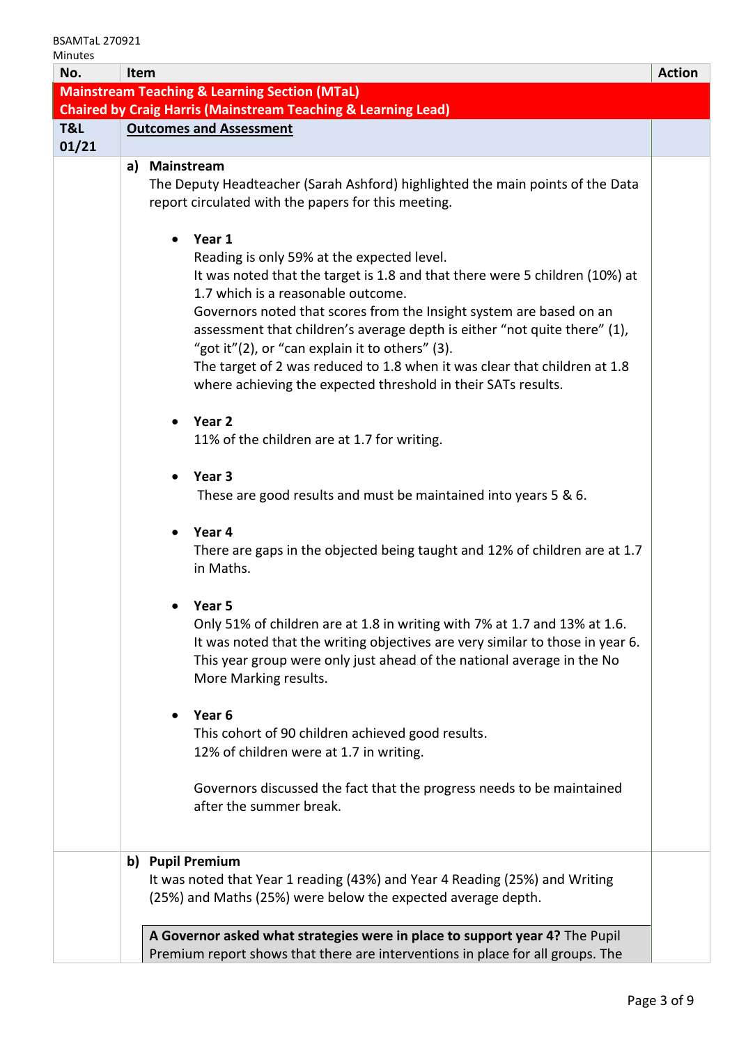| No. | Item | Action |
|---|---|---|
| **Mainstream Teaching & Learning Section (MTaL)**<br>**Chaired by Craig Harris (Mainstream Teaching & Learning Lead)** | | |
| **T&L 01/21** | **Outcomes and Assessment** | |
| | **a) Mainstream**<br>The Deputy Headteacher (Sarah Ashford) highlighted the main points of the Data report circulated with the papers for this meeting.<br><br>• **Year 1**<br>Reading is only 59% at the expected level.<br>It was noted that the target is 1.8 and that there were 5 children (10%) at 1.7 which is a reasonable outcome.<br>Governors noted that scores from the Insight system are based on an assessment that children's average depth is either "not quite there" (1), "got it"(2), or "can explain it to others" (3).<br>The target of 2 was reduced to 1.8 when it was clear that children at 1.8 where achieving the expected threshold in their SATs results.<br><br>• **Year 2**<br>11% of the children are at 1.7 for writing.<br><br>• **Year 3**<br>These are good results and must be maintained into years 5 & 6.<br><br>• **Year 4**<br>There are gaps in the objected being taught and 12% of children are at 1.7 in Maths.<br><br>• **Year 5**<br>Only 51% of children are at 1.8 in writing with 7% at 1.7 and 13% at 1.6.<br>It was noted that the writing objectives are very similar to those in year 6.<br>This year group were only just ahead of the national average in the No More Marking results.<br><br>• **Year 6**<br>This cohort of 90 children achieved good results.<br>12% of children were at 1.7 in writing.<br><br>Governors discussed the fact that the progress needs to be maintained after the summer break. | |
| | **b) Pupil Premium**<br>It was noted that Year 1 reading (43%) and Year 4 Reading (25%) and Writing (25%) and Maths (25%) were below the expected average depth.<br><br>**A Governor asked what strategies were in place to support year 4?** The Pupil Premium report shows that there are interventions in place for all groups. The | |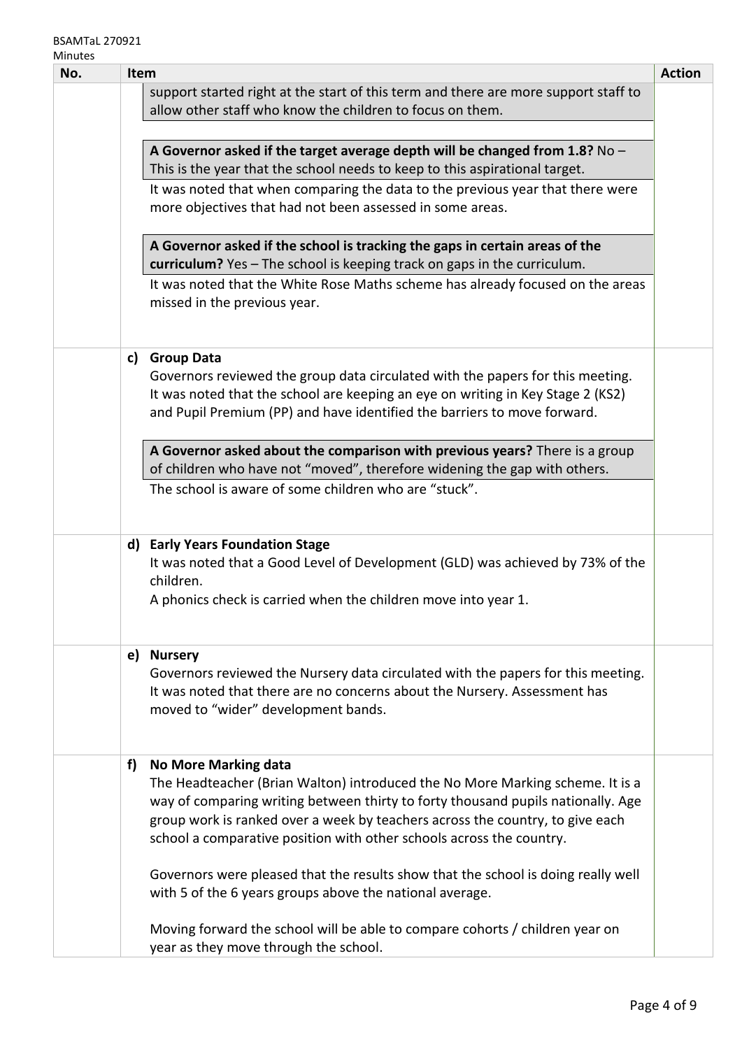| No. | Item | Action |
|---|---|---|
| | support started right at the start of this term and there are more support staff to allow other staff who know the children to focus on them.<br><br>**A Governor asked if the target average depth will be changed from 1.8?** No – This is the year that the school needs to keep to this aspirational target.<br>It was noted that when comparing the data to the previous year that there were more objectives that had not been assessed in some areas.<br><br>**A Governor asked if the school is tracking the gaps in certain areas of the curriculum?** Yes – The school is keeping track on gaps in the curriculum.<br>It was noted that the White Rose Maths scheme has already focused on the areas missed in the previous year. | |
| | **c) Group Data**<br>Governors reviewed the group data circulated with the papers for this meeting. It was noted that the school are keeping an eye on writing in Key Stage 2 (KS2) and Pupil Premium (PP) and have identified the barriers to move forward.<br><br>**A Governor asked about the comparison with previous years?** There is a group of children who have not "moved", therefore widening the gap with others.<br>The school is aware of some children who are "stuck". | |
| | **d) Early Years Foundation Stage**<br>It was noted that a Good Level of Development (GLD) was achieved by 73% of the children.<br>A phonics check is carried when the children move into year 1. | |
| | **e) Nursery**<br>Governors reviewed the Nursery data circulated with the papers for this meeting. It was noted that there are no concerns about the Nursery. Assessment has moved to "wider" development bands. | |
| | **f) No More Marking data**<br>The Headteacher (Brian Walton) introduced the No More Marking scheme. It is a way of comparing writing between thirty to forty thousand pupils nationally. Age group work is ranked over a week by teachers across the country, to give each school a comparative position with other schools across the country.<br><br>Governors were pleased that the results show that the school is doing really well with 5 of the 6 years groups above the national average.<br><br>Moving forward the school will be able to compare cohorts / children year on year as they move through the school. | |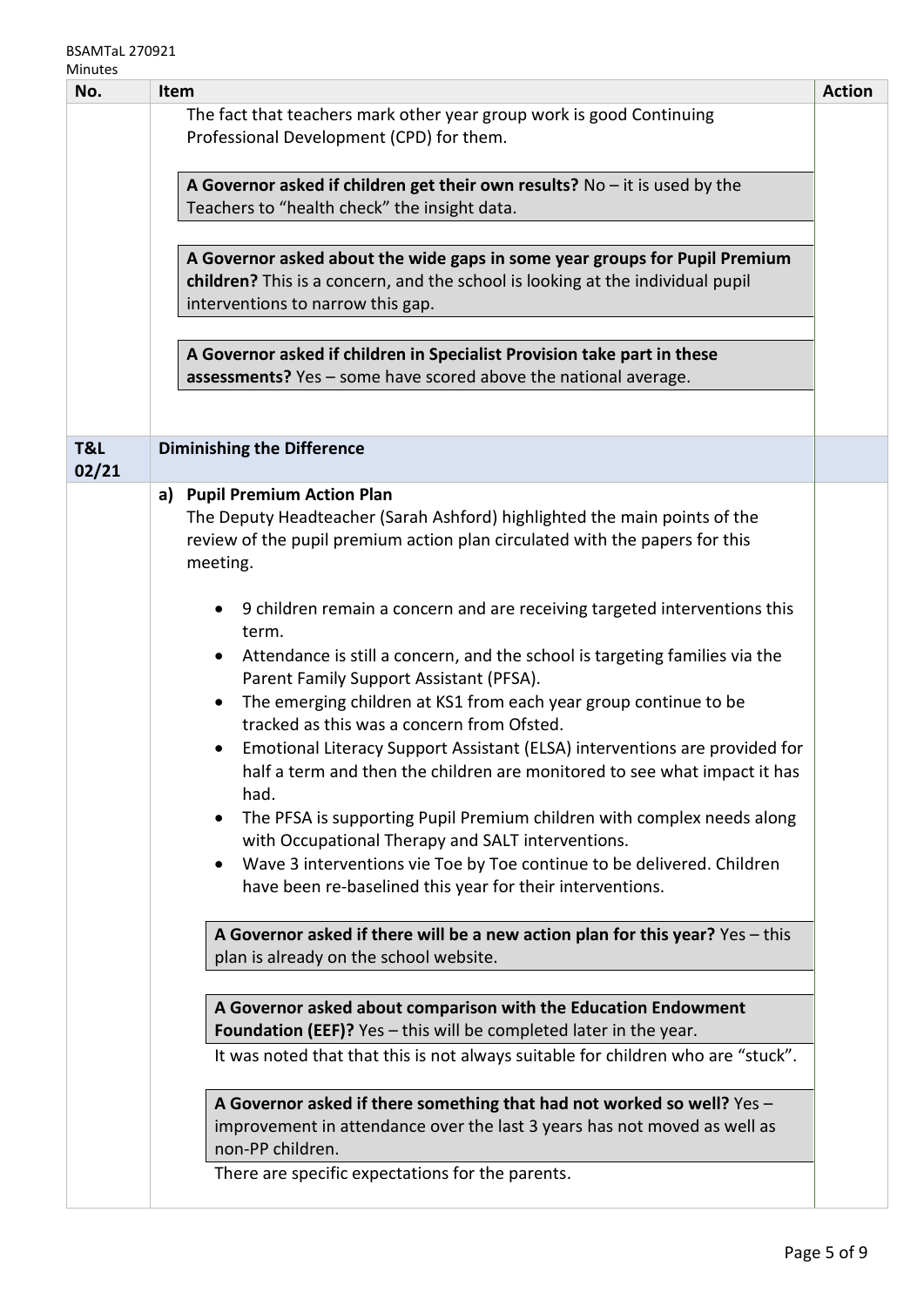| No. | Item | Action |
|---|---|---|
| | The fact that teachers mark other year group work is good Continuing Professional Development (CPD) for them.<br><br>**A Governor asked if children get their own results?** No – it is used by the Teachers to "health check" the insight data.<br><br>**A Governor asked about the wide gaps in some year groups for Pupil Premium children?** This is a concern, and the school is looking at the individual pupil interventions to narrow this gap.<br><br>**A Governor asked if children in Specialist Provision take part in these assessments?** Yes – some have scored above the national average. | |
| **T&L 02/21** | **Diminishing the Difference** | |
| | **a) Pupil Premium Action Plan**<br>The Deputy Headteacher (Sarah Ashford) highlighted the main points of the review of the pupil premium action plan circulated with the papers for this meeting.<br><br>• 9 children remain a concern and are receiving targeted interventions this term.<br>• Attendance is still a concern, and the school is targeting families via the Parent Family Support Assistant (PFSA).<br>• The emerging children at KS1 from each year group continue to be tracked as this was a concern from Ofsted.<br>• Emotional Literacy Support Assistant (ELSA) interventions are provided for half a term and then the children are monitored to see what impact it has had.<br>• The PFSA is supporting Pupil Premium children with complex needs along with Occupational Therapy and SALT interventions.<br>• Wave 3 interventions vie Toe by Toe continue to be delivered. Children have been re-baselined this year for their interventions.<br><br>**A Governor asked if there will be a new action plan for this year?** Yes – this plan is already on the school website.<br><br>**A Governor asked about comparison with the Education Endowment Foundation (EEF)?** Yes – this will be completed later in the year.<br>It was noted that that this is not always suitable for children who are "stuck".<br><br>**A Governor asked if there something that had not worked so well?** Yes – improvement in attendance over the last 3 years has not moved as well as non-PP children.<br>There are specific expectations for the parents. | |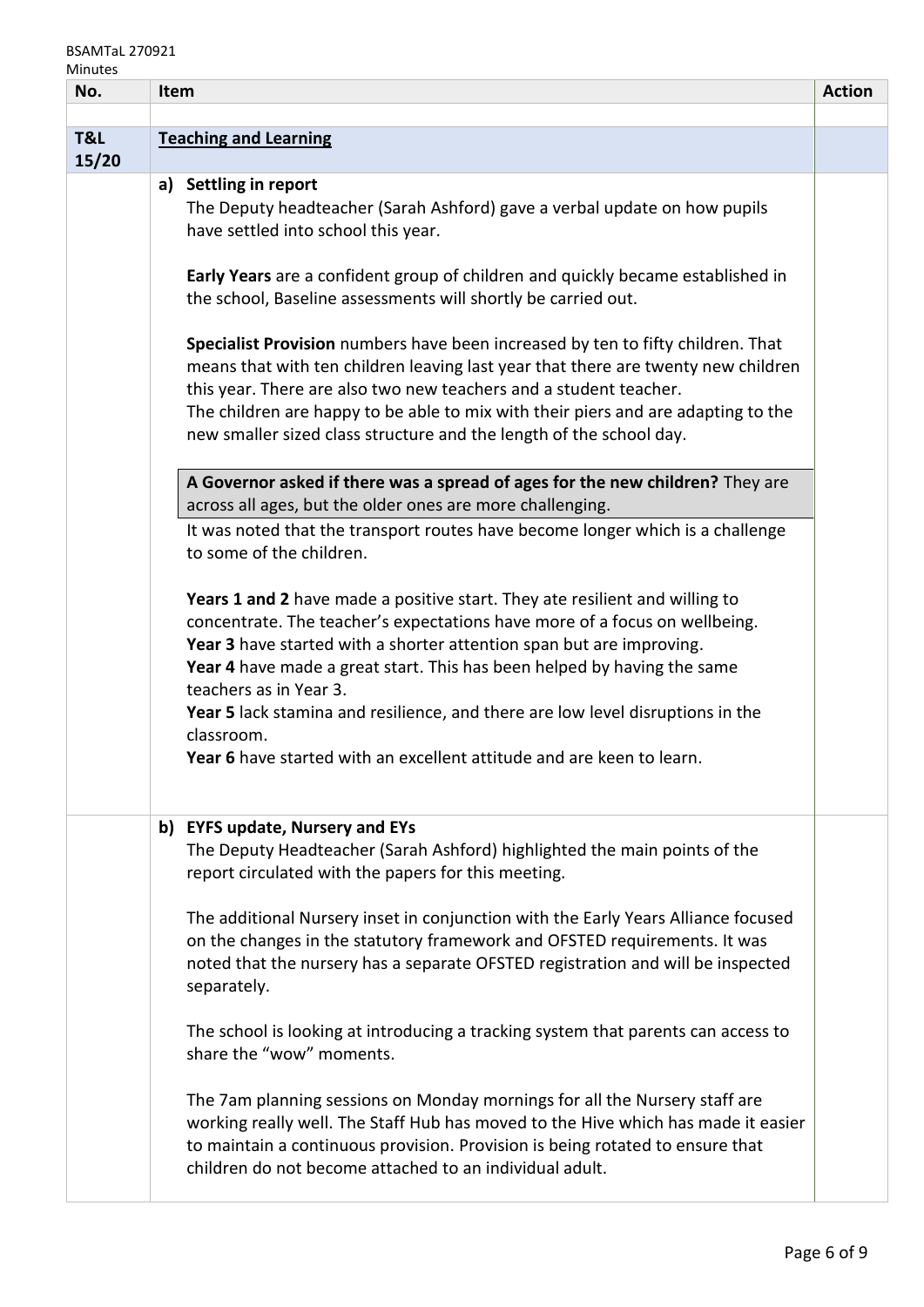BSAMTaL 270921
Minutes

| No. | Item | Action |
|---|---|---|
| | | |
| **T&L 15/20** | **Teaching and Learning** | |
| | **a) Settling in report**<br>The Deputy headteacher (Sarah Ashford) gave a verbal update on how pupils have settled into school this year.<br><br>**Early Years** are a confident group of children and quickly became established in the school, Baseline assessments will shortly be carried out.<br><br>**Specialist Provision** numbers have been increased by ten to fifty children. That means that with ten children leaving last year that there are twenty new children this year. There are also two new teachers and a student teacher.<br>The children are happy to be able to mix with their piers and are adapting to the new smaller sized class structure and the length of the school day.<br><br>**A Governor asked if there was a spread of ages for the new children?** They are across all ages, but the older ones are more challenging.<br>It was noted that the transport routes have become longer which is a challenge to some of the children.<br><br>**Years 1 and 2** have made a positive start. They ate resilient and willing to concentrate. The teacher's expectations have more of a focus on wellbeing.<br>**Year 3** have started with a shorter attention span but are improving.<br>**Year 4** have made a great start. This has been helped by having the same teachers as in Year 3.<br>**Year 5** lack stamina and resilience, and there are low level disruptions in the classroom.<br>**Year 6** have started with an excellent attitude and are keen to learn. | |
| | **b) EYFS update, Nursery and EYs**<br>The Deputy Headteacher (Sarah Ashford) highlighted the main points of the report circulated with the papers for this meeting.<br><br>The additional Nursery inset in conjunction with the Early Years Alliance focused on the changes in the statutory framework and OFSTED requirements. It was noted that the nursery has a separate OFSTED registration and will be inspected separately.<br><br>The school is looking at introducing a tracking system that parents can access to share the "wow" moments.<br><br>The 7am planning sessions on Monday mornings for all the Nursery staff are working really well. The Staff Hub has moved to the Hive which has made it easier to maintain a continuous provision. Provision is being rotated to ensure that children do not become attached to an individual adult. | |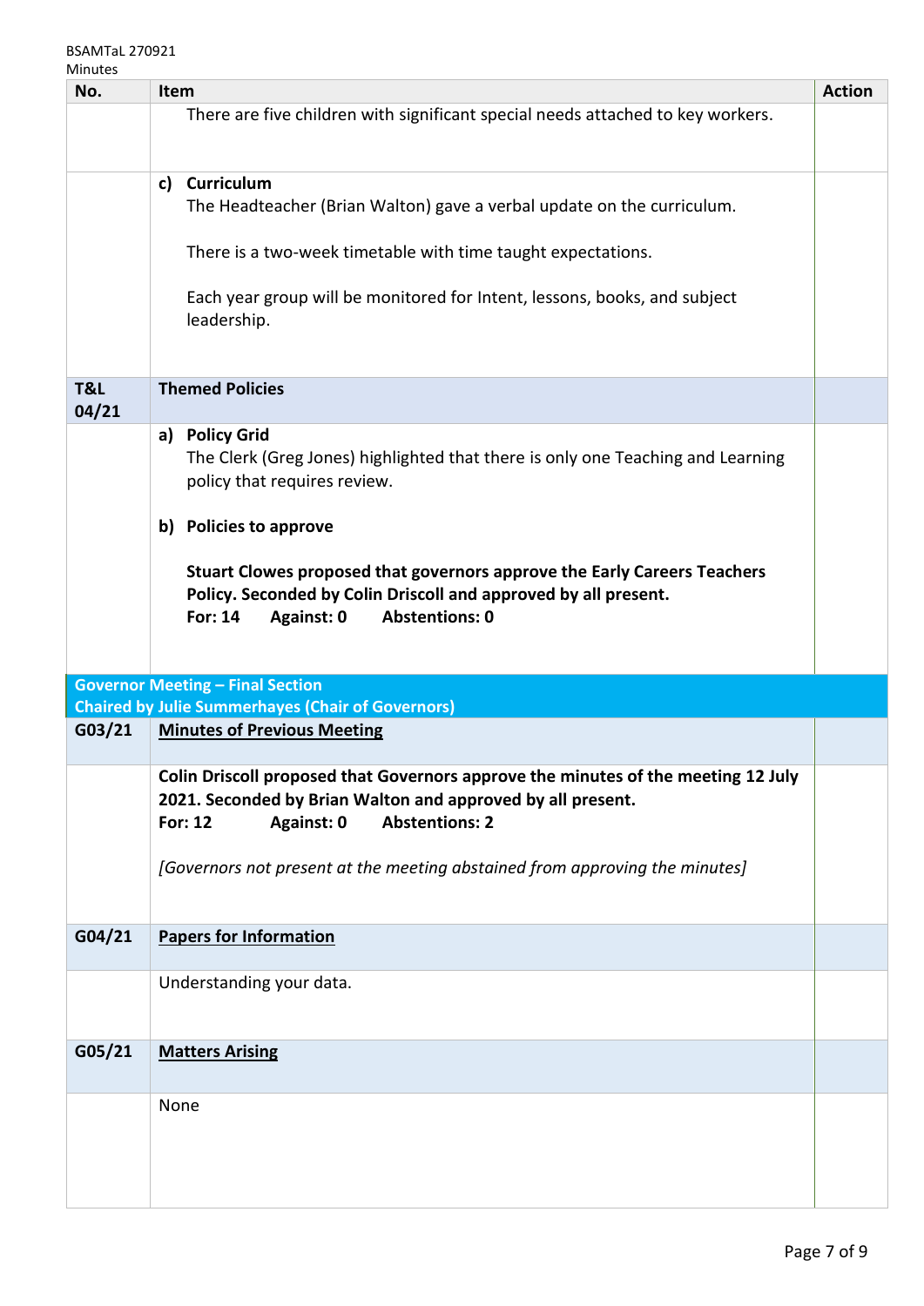| No. | Item | Action |
|---|---|---|
| | There are five children with significant special needs attached to key workers. | |
| | **c) Curriculum**<br>The Headteacher (Brian Walton) gave a verbal update on the curriculum.<br><br>There is a two-week timetable with time taught expectations.<br><br>Each year group will be monitored for Intent, lessons, books, and subject leadership. | |
| **T&L 04/21** | **Themed Policies** | |
| | **a) Policy Grid**<br>The Clerk (Greg Jones) highlighted that there is only one Teaching and Learning policy that requires review.<br><br>**b) Policies to approve**<br><br>**Stuart Clowes proposed that governors approve the Early Careers Teachers Policy. Seconded by Colin Driscoll and approved by all present.**<br>**For: 14 Against: 0 Abstentions: 0** | |
| **Governor Meeting – Final Section**<br>**Chaired by Julie Summerhayes (Chair of Governors)** | | |
| G03/21 | **Minutes of Previous Meeting** | |
| | **Colin Driscoll proposed that Governors approve the minutes of the meeting 12 July 2021. Seconded by Brian Walton and approved by all present.**<br>**For: 12 Against: 0 Abstentions: 2**<br><br>*[Governors not present at the meeting abstained from approving the minutes]* | |
| G04/21 | **Papers for Information** | |
| | Understanding your data. | |
| G05/21 | **Matters Arising** | |
| | None | |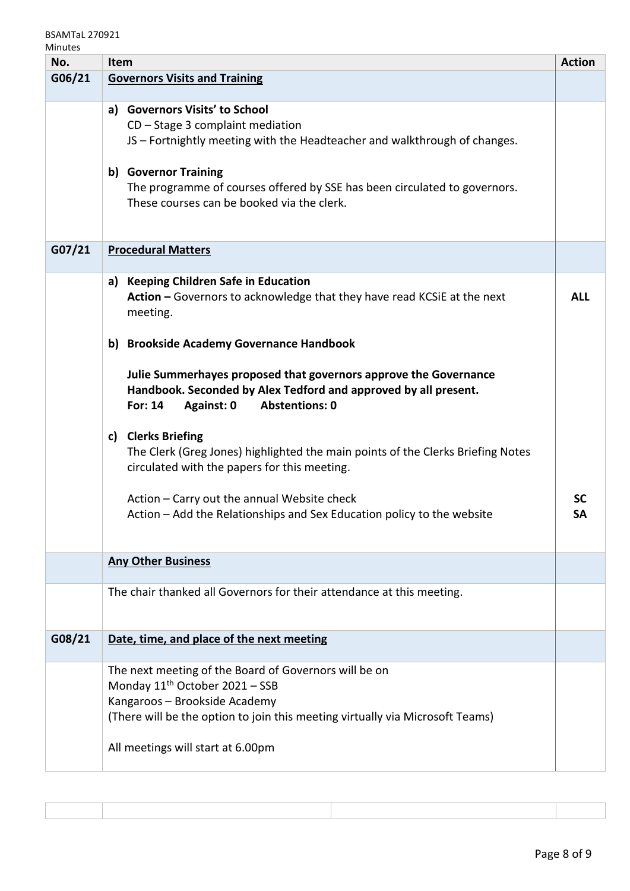BSAMTaL 270921
Minutes

| No. | Item | Action |
| --- | --- | --- |
| G06/21 | **Governors Visits and Training** | |
| | **a) Governors Visits' to School**<br>CD – Stage 3 complaint mediation<br>JS – Fortnightly meeting with the Headteacher and walkthrough of changes.<br><br>**b) Governor Training**<br>The programme of courses offered by SSE has been circulated to governors. These courses can be booked via the clerk. | |
| G07/21 | **Procedural Matters** | |
| | **a) Keeping Children Safe in Education**<br>**Action –** Governors to acknowledge that they have read KCSiE at the next meeting.<br><br>**b) Brookside Academy Governance Handbook**<br><br>**Julie Summerhayes proposed that governors approve the Governance Handbook. Seconded by Alex Tedford and approved by all present.**<br>**For: 14 Against: 0 Abstentions: 0**<br><br>**c) Clerks Briefing**<br>The Clerk (Greg Jones) highlighted the main points of the Clerks Briefing Notes circulated with the papers for this meeting.<br><br>Action – Carry out the annual Website check<br>Action – Add the Relationships and Sex Education policy to the website | **ALL**<br><br><br><br><br><br><br><br><br>**SC**<br>**SA** |
| | **Any Other Business** | |
| | The chair thanked all Governors for their attendance at this meeting. | |
| G08/21 | **Date, time, and place of the next meeting** | |
| | The next meeting of the Board of Governors will be on<br>Monday 11th October 2021 – SSB<br>Kangaroos – Brookside Academy<br>(There will be the option to join this meeting virtually via Microsoft Teams)<br><br>All meetings will start at 6.00pm | |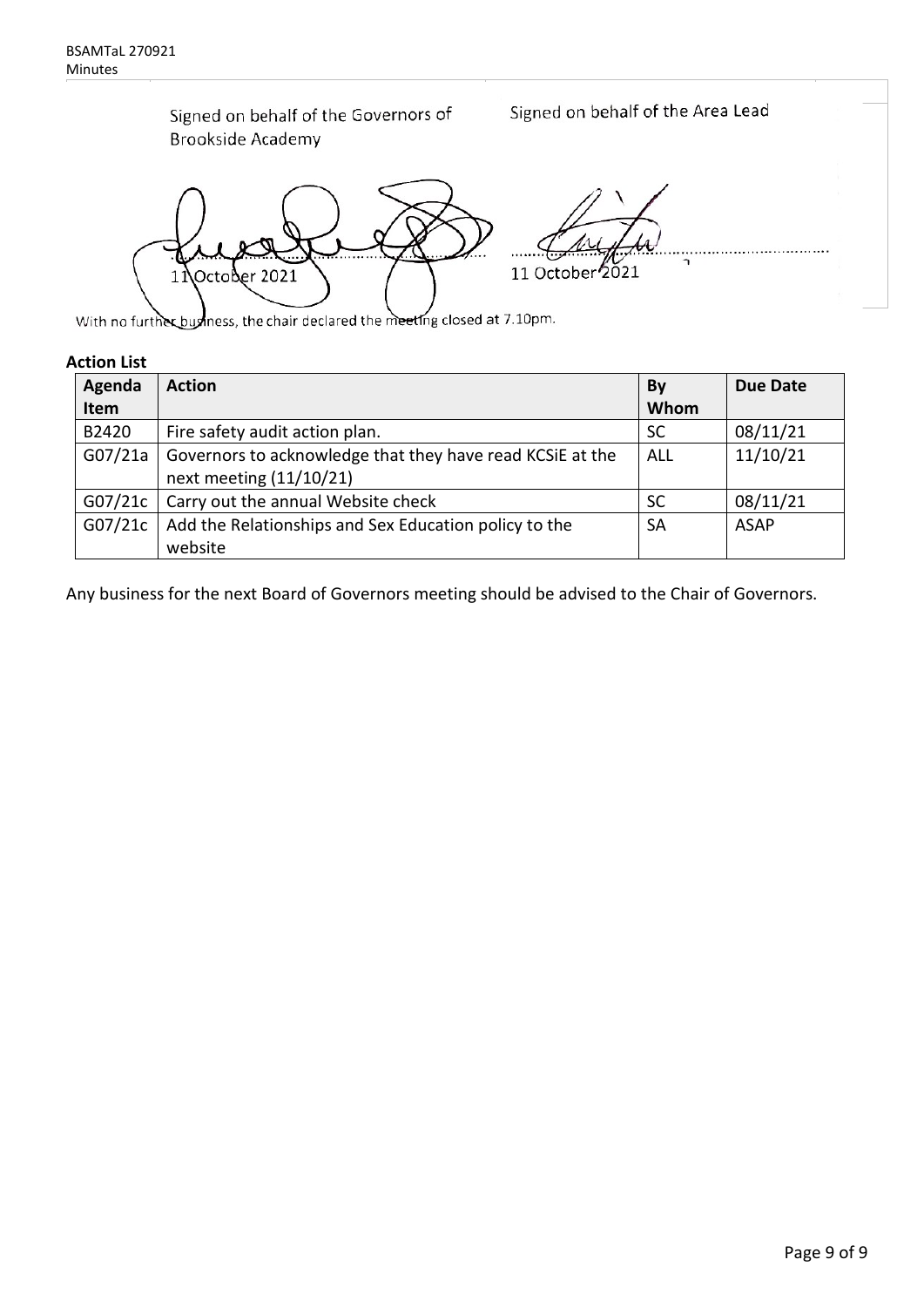Signed on behalf of the Governors of Brookside Academy

11 October 2021

Signed on behalf of the Area Lead

11 October 2021

With no further business, the chair declared the meeting closed at 7.10pm.

**Action List**

| Agenda Item | Action | By Whom | Due Date |
|---|---|---|---|
| B2420 | Fire safety audit action plan. | SC | 08/11/21 |
| G07/21a | Governors to acknowledge that they have read KCSiE at the next meeting (11/10/21) | ALL | 11/10/21 |
| G07/21c | Carry out the annual Website check | SC | 08/11/21 |
| G07/21c | Add the Relationships and Sex Education policy to the website | SA | ASAP |

Any business for the next Board of Governors meeting should be advised to the Chair of Governors.